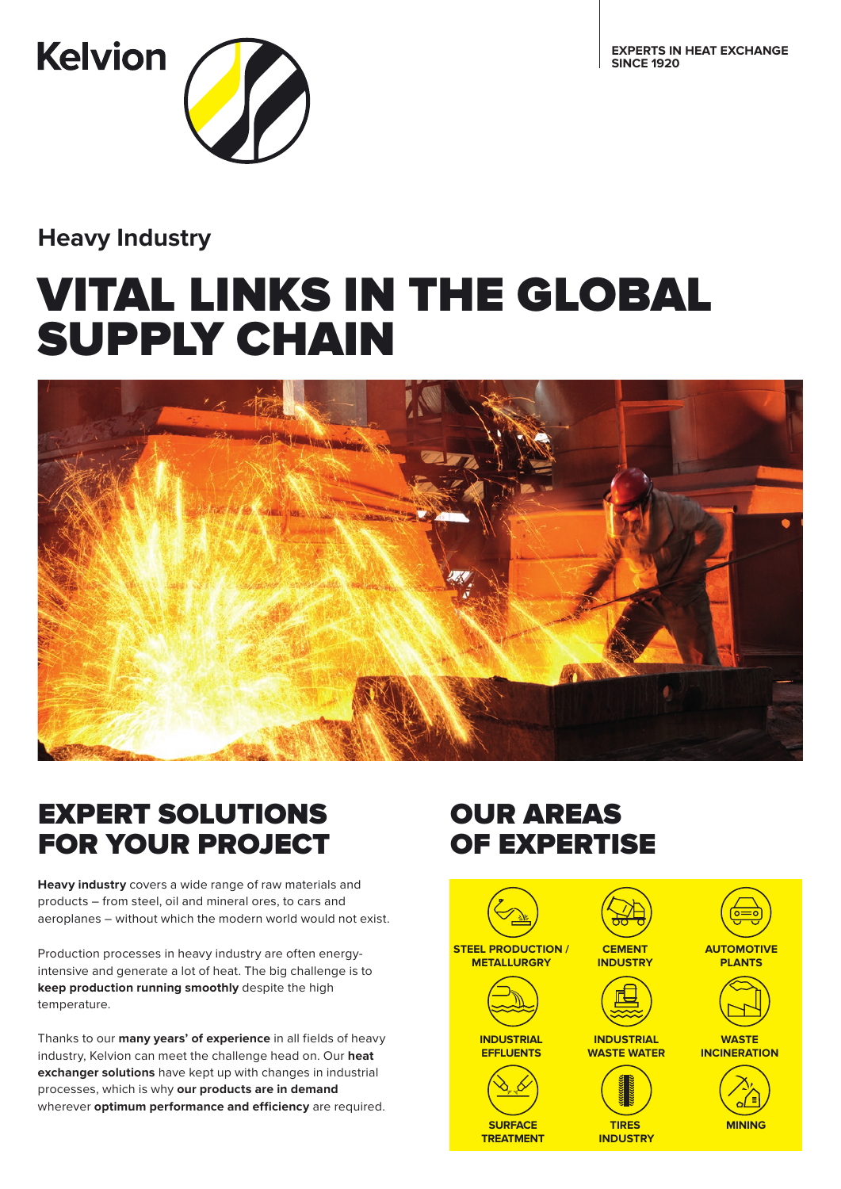Kelvion

**EXPERTS IN HEAT EXCHANGE SINCE 1920**

## Heavy Industry

# VITAL LINKS IN THE GLOBAL SUPPLY CHAIN

## EXPERT SOLUTIONS FOR YOUR PROJECT

**Heavy industry** covers a wide range of raw materials and products – from steel, oil and mineral ores, to cars and aeroplanes – without which the modern world would not exist.

Production processes in heavy industry are often energy-intensive and generate a lot of heat. The big challenge is to **keep production running smoothly** despite the high temperature.

Thanks to our **many years' of experience** in all fields of heavy industry, Kelvion can meet the challenge head on. Our **heat exchanger solutions** have kept up with changes in industrial processes, which is why **our products are in demand** wherever **optimum performance and efficiency** are required.

## OUR AREAS OF EXPERTISE

- STEEL PRODUCTION / METALLURGRY
- CEMENT INDUSTRY
- AUTOMOTIVE PLANTS
- INDUSTRIAL EFFLUENTS
- INDUSTRIAL WASTE WATER
- WASTE INCINERATION
- SURFACE TREATMENT
- TIRES INDUSTRY
- MINING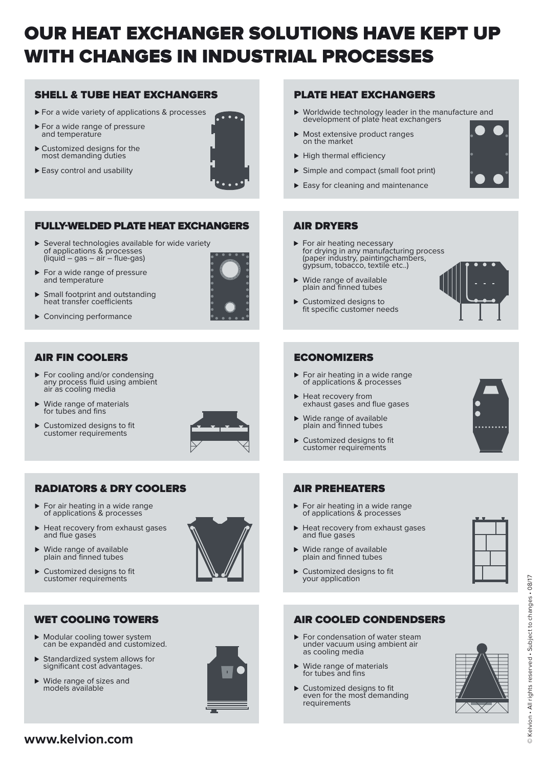# OUR HEAT EXCHANGER SOLUTIONS HAVE KEPT UP WITH CHANGES IN INDUSTRIAL PROCESSES

## SHELL & TUBE HEAT EXCHANGERS

- For a wide variety of applications & processes
- For a wide range of pressure and temperature
- Customized designs for the most demanding duties
- Easy control and usability

## PLATE HEAT EXCHANGERS

- Worldwide technology leader in the manufacture and development of plate heat exchangers
- Most extensive product ranges on the market
- High thermal efficiency
- Simple and compact (small foot print)
- Easy for cleaning and maintenance

## FULLY-WELDED PLATE HEAT EXCHANGERS

- Several technologies available for wide variety of applications & processes (liquid – gas – air – flue-gas)
- For a wide range of pressure and temperature
- Small footprint and outstanding heat transfer coefficients
- Convincing performance

## AIR DRYERS

- For air heating necessary for drying in any manufacturing process (paper industry, paintingchambers, gypsum, tobacco, textile etc..)
- Wide range of available plain and finned tubes
- Customized designs to fit specific customer needs

## AIR FIN COOLERS

- For cooling and/or condensing any process fluid using ambient air as cooling media
- Wide range of materials for tubes and fins
- Customized designs to fit customer requirements

## ECONOMIZERS

- For air heating in a wide range of applications & processes
- Heat recovery from exhaust gases and flue gases
- Wide range of available plain and finned tubes
- Customized designs to fit customer requirements

## RADIATORS & DRY COOLERS

- For air heating in a wide range of applications & processes
- Heat recovery from exhaust gases and flue gases
- Wide range of available plain and finned tubes
- Customized designs to fit customer requirements

## AIR PREHEATERS

- For air heating in a wide range of applications & processes
- Heat recovery from exhaust gases and flue gases
- Wide range of available plain and finned tubes
- Customized designs to fit your application

## WET COOLING TOWERS

- Modular cooling tower system can be expanded and customized.
- Standardized system allows for significant cost advantages.
- Wide range of sizes and models available

## AIR COOLED CONDENDSERS

- For condensation of water steam under vacuum using ambient air as cooling media
- Wide range of materials for tubes and fins
- Customized designs to fit even for the most demanding requirements

**www.kelvion.com**

© Kelvion • All rights reserved • Subject to changes • 08/17